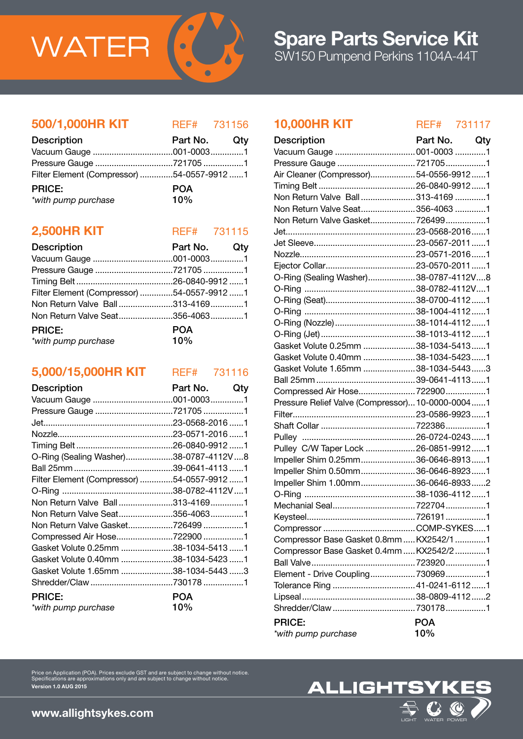WATER

# Spare Parts Service Kit

SW150 Pumpend Perkins 1104A-44T

## 500/1,000HR KIT

REF# 731156

| Description | Part No. | Qty |
|---|---|---|
| Vacuum Gauge | 001-0003 | 1 |
| Pressure Gauge | 721705 | 1 |
| Filter Element (Compressor) | 54-0557-9912 | 1 |

**PRICE:** POA
*\*with pump purchase* 10%

## 2,500HR KIT

REF# 731115

| Description | Part No. | Qty |
|---|---|---|
| Vacuum Gauge | 001-0003 | 1 |
| Pressure Gauge | 721705 | 1 |
| Timing Belt | 26-0840-9912 | 1 |
| Filter Element (Compressor) | 54-0557-9912 | 1 |
| Non Return Valve Ball | 313-4169 | 1 |
| Non Return Valve Seat | 356-4063 | 1 |

**PRICE:** POA
*\*with pump purchase* 10%

## 5,000/15,000HR KIT

REF# 731116

| Description | Part No. | Qty |
|---|---|---|
| Vacuum Gauge | 001-0003 | 1 |
| Pressure Gauge | 721705 | 1 |
| Jet | 23-0568-2016 | 1 |
| Nozzle | 23-0571-2016 | 1 |
| Timing Belt | 26-0840-9912 | 1 |
| O-Ring (Sealing Washer) | 38-0787-4112V | 8 |
| Ball 25mm | 39-0641-4113 | 1 |
| Filter Element (Compressor) | 54-0557-9912 | 1 |
| O-Ring | 38-0782-4112V | 1 |
| Non Return Valve Ball | 313-4169 | 1 |
| Non Return Valve Seat | 356-4063 | 1 |
| Non Return Valve Gasket | 726499 | 1 |
| Compressed Air Hose | 722900 | 1 |
| Gasket Volute 0.25mm | 38-1034-5413 | 1 |
| Gasket Volute 0.40mm | 38-1034-5423 | 1 |
| Gasket Volute 1.65mm | 38-1034-5443 | 3 |
| Shredder/Claw | 730178 | 1 |

**PRICE:** POA
*\*with pump purchase* 10%

## 10,000HR KIT

REF# 731117

| Description | Part No. | Qty |
|---|---|---|
| Vacuum Gauge | 001-0003 | 1 |
| Pressure Gauge | 721705 | 1 |
| Air Cleaner (Compressor) | 54-0556-9912 | 1 |
| Timing Belt | 26-0840-9912 | 1 |
| Non Return Valve Ball | 313-4169 | 1 |
| Non Return Valve Seat | 356-4063 | 1 |
| Non Return Valve Gasket | 726499 | 1 |
| Jet | 23-0568-2016 | 1 |
| Jet Sleeve | 23-0567-2011 | 1 |
| Nozzle | 23-0571-2016 | 1 |
| Ejector Collar | 23-0570-2011 | 1 |
| O-Ring (Sealing Washer) | 38-0787-4112V | 8 |
| O-Ring | 38-0782-4112V | 1 |
| O-Ring (Seat) | 38-0700-4112 | 1 |
| O-Ring | 38-1004-4112 | 1 |
| O-Ring (Nozzle) | 38-1014-4112 | 1 |
| O-Ring (Jet) | 38-1013-4112 | 1 |
| Gasket Volute 0.25mm | 38-1034-5413 | 1 |
| Gasket Volute 0.40mm | 38-1034-5423 | 1 |
| Gasket Volute 1.65mm | 38-1034-5443 | 3 |
| Ball 25mm | 39-0641-4113 | 1 |
| Compressed Air Hose | 722900 | 1 |
| Pressure Relief Valve (Compressor) | 10-0000-0004 | 1 |
| Filter | 23-0586-9923 | 1 |
| Shaft Collar | 722386 | 1 |
| Pulley | 26-0724-0243 | 1 |
| Pulley C/W Taper Lock | 26-0851-9912 | 1 |
| Impeller Shim 0.25mm | 36-0646-8913 | 1 |
| Impeller Shim 0.50mm | 36-0646-8923 | 1 |
| Impeller Shim 1.00mm | 36-0646-8933 | 2 |
| O-Ring | 38-1036-4112 | 1 |
| Mechanial Seal | 722704 | 1 |
| Keysteel | 726191 | 1 |
| Compressor | COMP-SYKES | 1 |
| Compressor Base Gasket 0.8mm | KX2542/1 | 1 |
| Compressor Base Gasket 0.4mm | KX2542/2 | 1 |
| Ball Valve | 723920 | 1 |
| Element - Drive Coupling | 730969 | 1 |
| Tolerance Ring | 41-0241-6112 | 1 |
| Lipseal | 38-0809-4112 | 2 |
| Shredder/Claw | 730178 | 1 |

**PRICE:** POA
*\*with pump purchase* 10%

Price on Application (POA). Prices exclude GST and are subject to change without notice.
Specifications are approximations only and are subject to change without notice.
**Version 1.0 AUG 2015**

**www.allightsykes.com**

ALLIGHTSYKES
LIGHT WATER POWER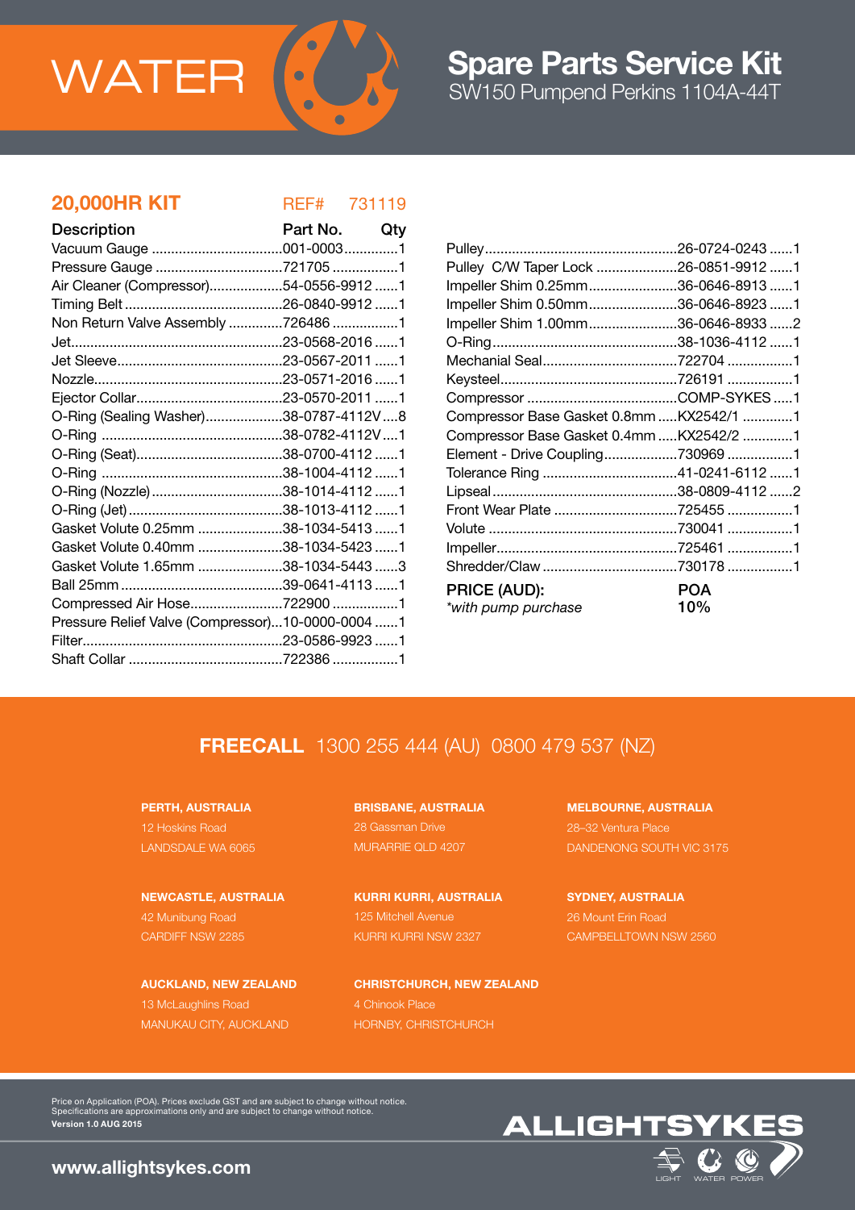# WATER

## Spare Parts Service Kit

SW150 Pumpend Perkins 1104A-44T

### 20,000HR KIT REF# 731119

| Description | Part No. | Qty |
|---|---|---|
| Vacuum Gauge | 001-0003 | 1 |
| Pressure Gauge | 721705 | 1 |
| Air Cleaner (Compressor) | 54-0556-9912 | 1 |
| Timing Belt | 26-0840-9912 | 1 |
| Non Return Valve Assembly | 726486 | 1 |
| Jet | 23-0568-2016 | 1 |
| Jet Sleeve | 23-0567-2011 | 1 |
| Nozzle | 23-0571-2016 | 1 |
| Ejector Collar | 23-0570-2011 | 1 |
| O-Ring (Sealing Washer) | 38-0787-4112V | 8 |
| O-Ring | 38-0782-4112V | 1 |
| O-Ring (Seat) | 38-0700-4112 | 1 |
| O-Ring | 38-1004-4112 | 1 |
| O-Ring (Nozzle) | 38-1014-4112 | 1 |
| O-Ring (Jet) | 38-1013-4112 | 1 |
| Gasket Volute 0.25mm | 38-1034-5413 | 1 |
| Gasket Volute 0.40mm | 38-1034-5423 | 1 |
| Gasket Volute 1.65mm | 38-1034-5443 | 3 |
| Ball 25mm | 39-0641-4113 | 1 |
| Compressed Air Hose | 722900 | 1 |
| Pressure Relief Valve (Compressor) | 10-0000-0004 | 1 |
| Filter | 23-0586-9923 | 1 |
| Shaft Collar | 722386 | 1 |
| Pulley | 26-0724-0243 | 1 |
| Pulley C/W Taper Lock | 26-0851-9912 | 1 |
| Impeller Shim 0.25mm | 36-0646-8913 | 1 |
| Impeller Shim 0.50mm | 36-0646-8923 | 1 |
| Impeller Shim 1.00mm | 36-0646-8933 | 2 |
| O-Ring | 38-1036-4112 | 1 |
| Mechanial Seal | 722704 | 1 |
| Keysteel | 726191 | 1 |
| Compressor | COMP-SYKES | 1 |
| Compressor Base Gasket 0.8mm | KX2542/1 | 1 |
| Compressor Base Gasket 0.4mm | KX2542/2 | 1 |
| Element - Drive Coupling | 730969 | 1 |
| Tolerance Ring | 41-0241-6112 | 1 |
| Lipseal | 38-0809-4112 | 2 |
| Front Wear Plate | 725455 | 1 |
| Volute | 730041 | 1 |
| Impeller | 725461 | 1 |
| Shredder/Claw | 730178 | 1 |

**PRICE (AUD):** **POA**
*\*with pump purchase* **10%**

**FREECALL** 1300 255 444 (AU) 0800 479 537 (NZ)

**PERTH, AUSTRALIA**
12 Hoskins Road
LANDSDALE WA 6065

**BRISBANE, AUSTRALIA**
28 Gassman Drive
MURARRIE QLD 4207

**MELBOURNE, AUSTRALIA**
28–32 Ventura Place
DANDENONG SOUTH VIC 3175

**NEWCASTLE, AUSTRALIA**
42 Munibung Road
CARDIFF NSW 2285

**KURRI KURRI, AUSTRALIA**
125 Mitchell Avenue
KURRI KURRI NSW 2327

**SYDNEY, AUSTRALIA**
26 Mount Erin Road
CAMPBELLTOWN NSW 2560

**AUCKLAND, NEW ZEALAND**
13 McLaughlins Road
MANUKAU CITY, AUCKLAND

**CHRISTCHURCH, NEW ZEALAND**
4 Chinook Place
HORNBY, CHRISTCHURCH

Price on Application (POA). Prices exclude GST and are subject to change without notice.
Specifications are approximations only and are subject to change without notice.
**Version 1.0 AUG 2015**

**www.allightsykes.com**

ALLIGHTSYKES
LIGHT WATER POWER